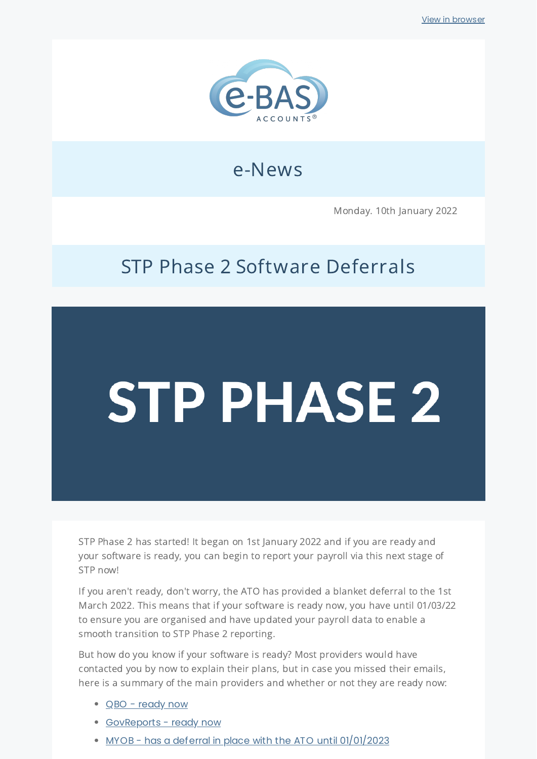View in browser

e-BAS ACCOUNTS®

# e-News

Monday. 10th January 2022

## STP Phase 2 Software Deferrals

STP PHASE 2

STP Phase 2 has started! It began on 1st January 2022 and if you are ready and your software is ready, you can begin to report your payroll via this next stage of STP now!

If you aren't ready, don't worry, the ATO has provided a blanket deferral to the 1st March 2022. This means that if your software is ready now, you have until 01/03/22 to ensure you are organised and have updated your payroll data to enable a smooth transition to STP Phase 2 reporting.

But how do you know if your software is ready? Most providers would have contacted you by now to explain their plans, but in case you missed their emails, here is a summary of the main providers and whether or not they are ready now:

- QBO - ready now
- GovReports - ready now
- MYOB - has a deferral in place with the ATO until 01/01/2023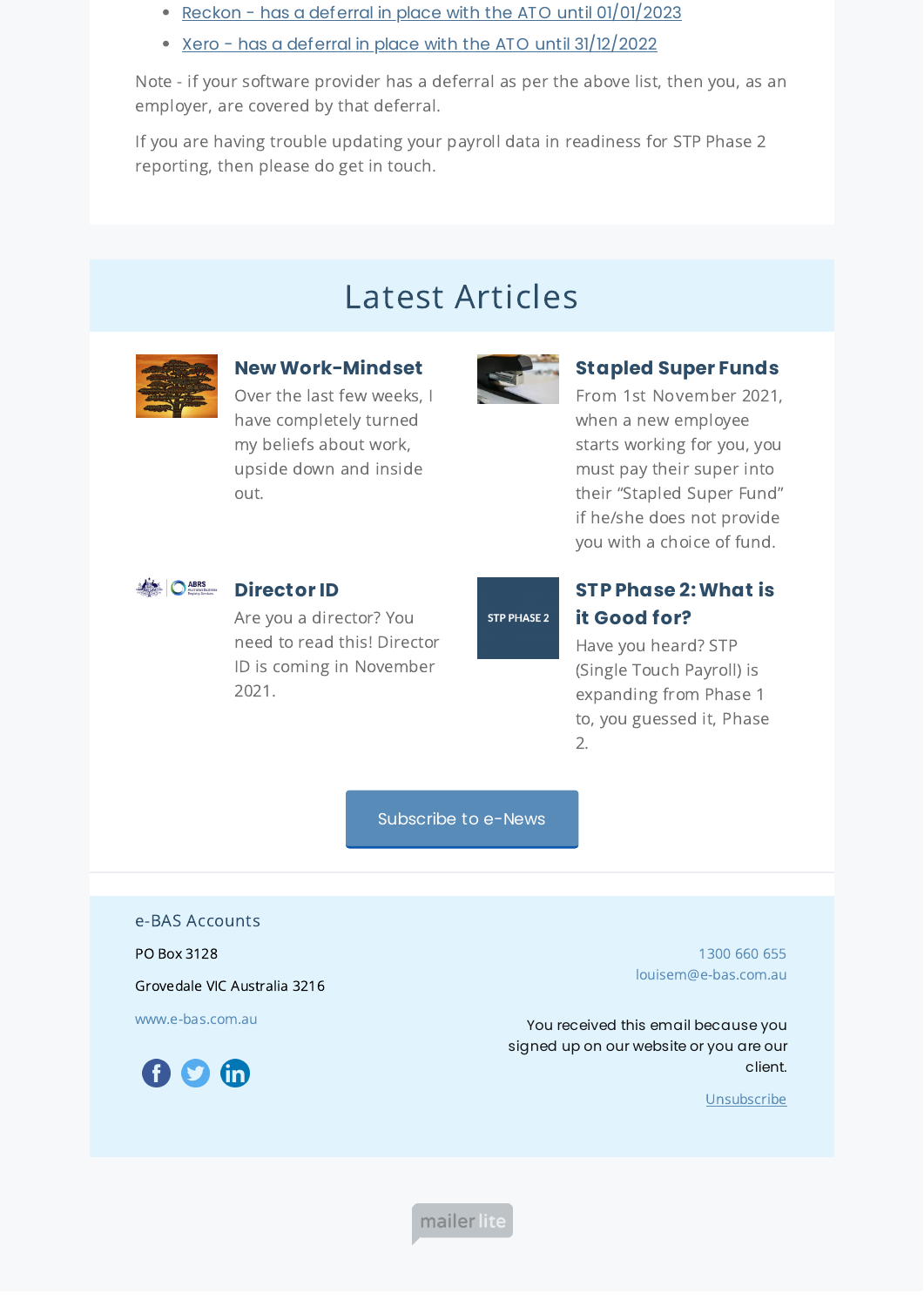- Reckon - has a deferral in place with the ATO until 01/01/2023
- Xero - has a deferral in place with the ATO until 31/12/2022

Note - if your software provider has a deferral as per the above list, then you, as an employer, are covered by that deferral.

If you are having trouble updating your payroll data in readiness for STP Phase 2 reporting, then please do get in touch.

## Latest Articles

### New Work-Mindset

Over the last few weeks, I have completely turned my beliefs about work, upside down and inside out.

### Stapled Super Funds

From 1st November 2021, when a new employee starts working for you, you must pay their super into their "Stapled Super Fund" if he/she does not provide you with a choice of fund.

### Director ID

Are you a director? You need to read this! Director ID is coming in November 2021.

### STP Phase 2: What is it Good for?

Have you heard? STP (Single Touch Payroll) is expanding from Phase 1 to, you guessed it, Phase 2.

Subscribe to e-News

e-BAS Accounts

PO Box 3128

Grovedale VIC Australia 3216

www.e-bas.com.au

1300 660 655

louisem@e-bas.com.au

You received this email because you signed up on our website or you are our client.

Unsubscribe